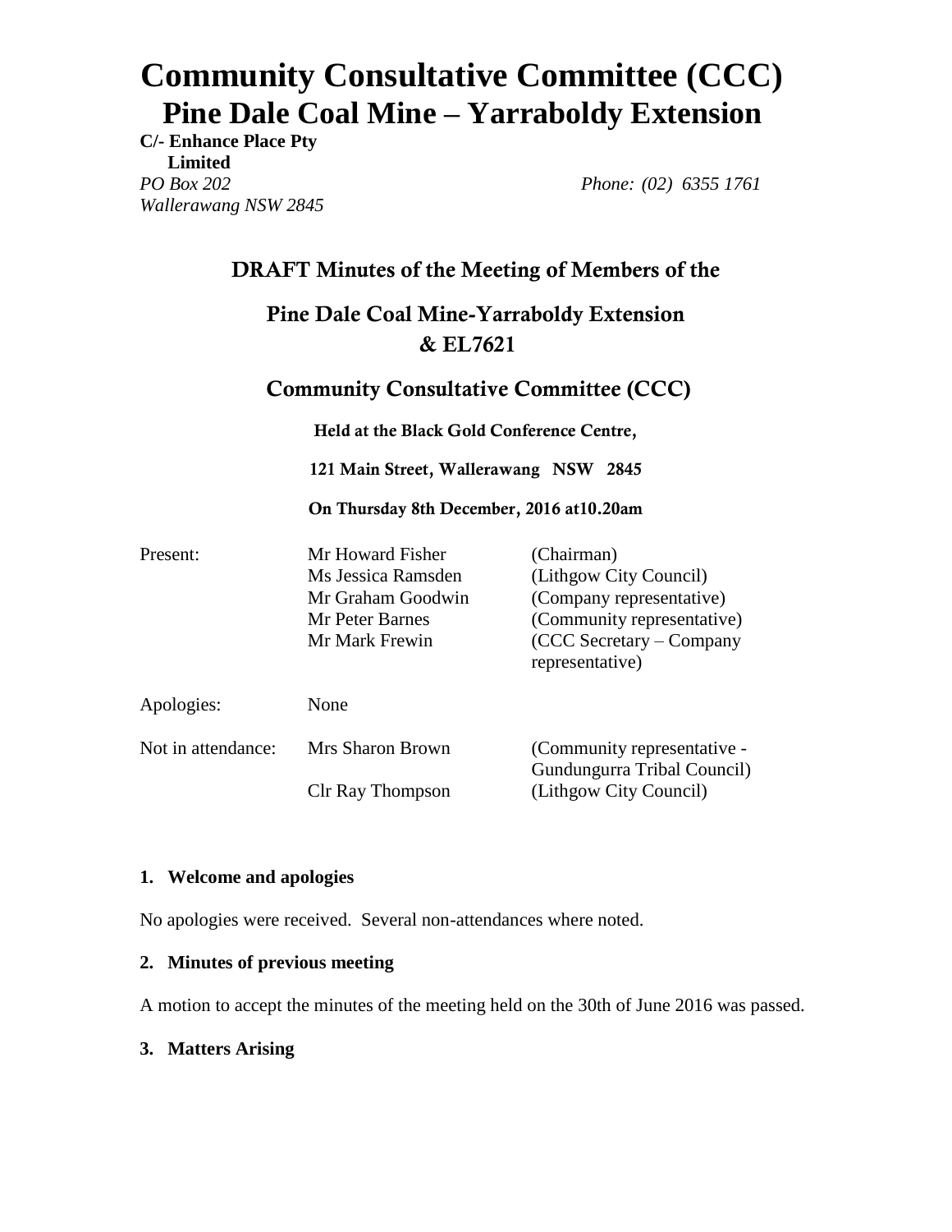# Community Consultative Committee (CCC)
# Pine Dale Coal Mine – Yarraboldy Extension

**C/- Enhance Place Pty Limited**
*PO Box 202*
*Wallerawang NSW 2845*

*Phone: (02) 6355 1761*

## DRAFT Minutes of the Meeting of Members of the

## Pine Dale Coal Mine-Yarraboldy Extension & EL7621

## Community Consultative Committee (CCC)

**Held at the Black Gold Conference Centre,**

**121 Main Street, Wallerawang NSW 2845**

**On Thursday 8th December, 2016 at10.20am**

| | | |
|---|---|---|
| Present: | Mr Howard Fisher | (Chairman) |
| | Ms Jessica Ramsden | (Lithgow City Council) |
| | Mr Graham Goodwin | (Company representative) |
| | Mr Peter Barnes | (Community representative) |
| | Mr Mark Frewin | (CCC Secretary – Company representative) |
| Apologies: | None | |
| Not in attendance: | Mrs Sharon Brown | (Community representative - Gundungurra Tribal Council) |
| | Clr Ray Thompson | (Lithgow City Council) |

### 1. Welcome and apologies

No apologies were received. Several non-attendances where noted.

### 2. Minutes of previous meeting

A motion to accept the minutes of the meeting held on the 30th of June 2016 was passed.

### 3. Matters Arising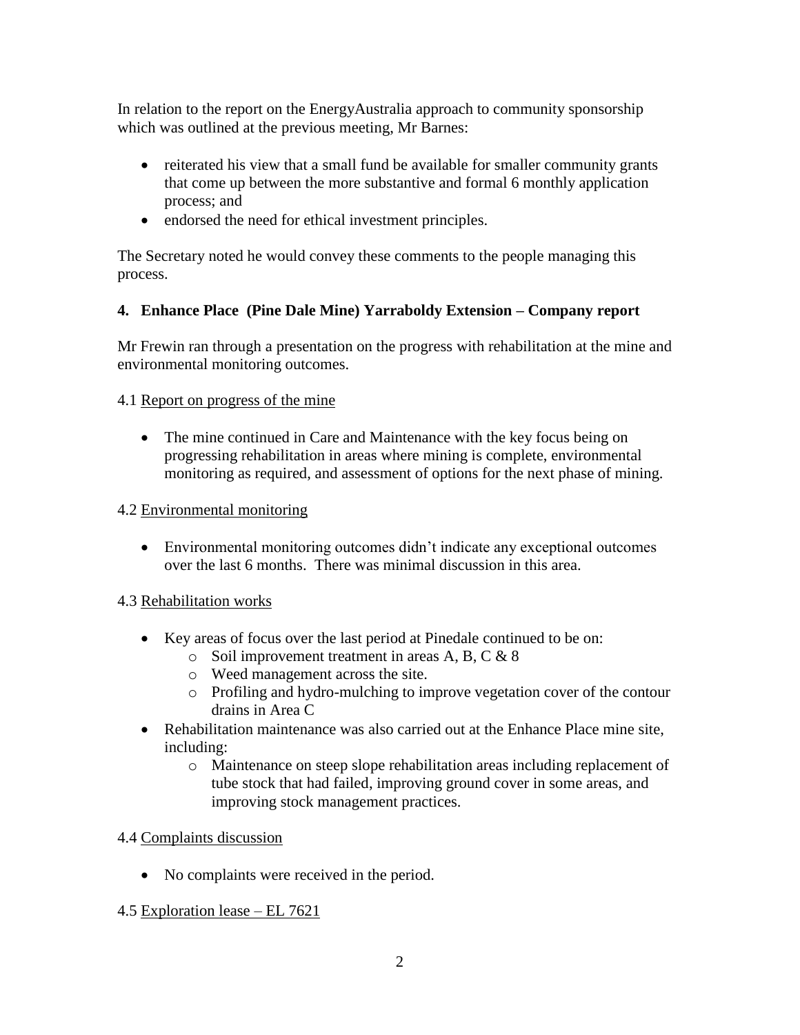In relation to the report on the EnergyAustralia approach to community sponsorship which was outlined at the previous meeting, Mr Barnes:

- reiterated his view that a small fund be available for smaller community grants that come up between the more substantive and formal 6 monthly application process; and
- endorsed the need for ethical investment principles.

The Secretary noted he would convey these comments to the people managing this process.

## 4. Enhance Place (Pine Dale Mine) Yarraboldy Extension – Company report

Mr Frewin ran through a presentation on the progress with rehabilitation at the mine and environmental monitoring outcomes.

### 4.1 Report on progress of the mine

- The mine continued in Care and Maintenance with the key focus being on progressing rehabilitation in areas where mining is complete, environmental monitoring as required, and assessment of options for the next phase of mining.

### 4.2 Environmental monitoring

- Environmental monitoring outcomes didn't indicate any exceptional outcomes over the last 6 months. There was minimal discussion in this area.

### 4.3 Rehabilitation works

- Key areas of focus over the last period at Pinedale continued to be on:
  - Soil improvement treatment in areas A, B, C & 8
  - Weed management across the site.
  - Profiling and hydro-mulching to improve vegetation cover of the contour drains in Area C
- Rehabilitation maintenance was also carried out at the Enhance Place mine site, including:
  - Maintenance on steep slope rehabilitation areas including replacement of tube stock that had failed, improving ground cover in some areas, and improving stock management practices.

### 4.4 Complaints discussion

- No complaints were received in the period.

### 4.5 Exploration lease – EL 7621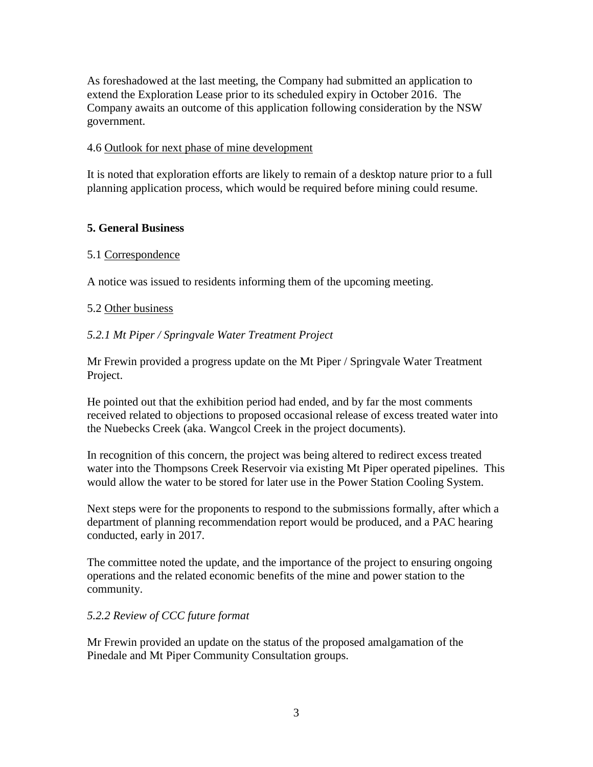As foreshadowed at the last meeting, the Company had submitted an application to extend the Exploration Lease prior to its scheduled expiry in October 2016. The Company awaits an outcome of this application following consideration by the NSW government.

4.6 Outlook for next phase of mine development

It is noted that exploration efforts are likely to remain of a desktop nature prior to a full planning application process, which would be required before mining could resume.

## 5. General Business

5.1 Correspondence

A notice was issued to residents informing them of the upcoming meeting.

5.2 Other business

*5.2.1 Mt Piper / Springvale Water Treatment Project*

Mr Frewin provided a progress update on the Mt Piper / Springvale Water Treatment Project.

He pointed out that the exhibition period had ended, and by far the most comments received related to objections to proposed occasional release of excess treated water into the Nuebecks Creek (aka. Wangcol Creek in the project documents).

In recognition of this concern, the project was being altered to redirect excess treated water into the Thompsons Creek Reservoir via existing Mt Piper operated pipelines. This would allow the water to be stored for later use in the Power Station Cooling System.

Next steps were for the proponents to respond to the submissions formally, after which a department of planning recommendation report would be produced, and a PAC hearing conducted, early in 2017.

The committee noted the update, and the importance of the project to ensuring ongoing operations and the related economic benefits of the mine and power station to the community.

*5.2.2 Review of CCC future format*

Mr Frewin provided an update on the status of the proposed amalgamation of the Pinedale and Mt Piper Community Consultation groups.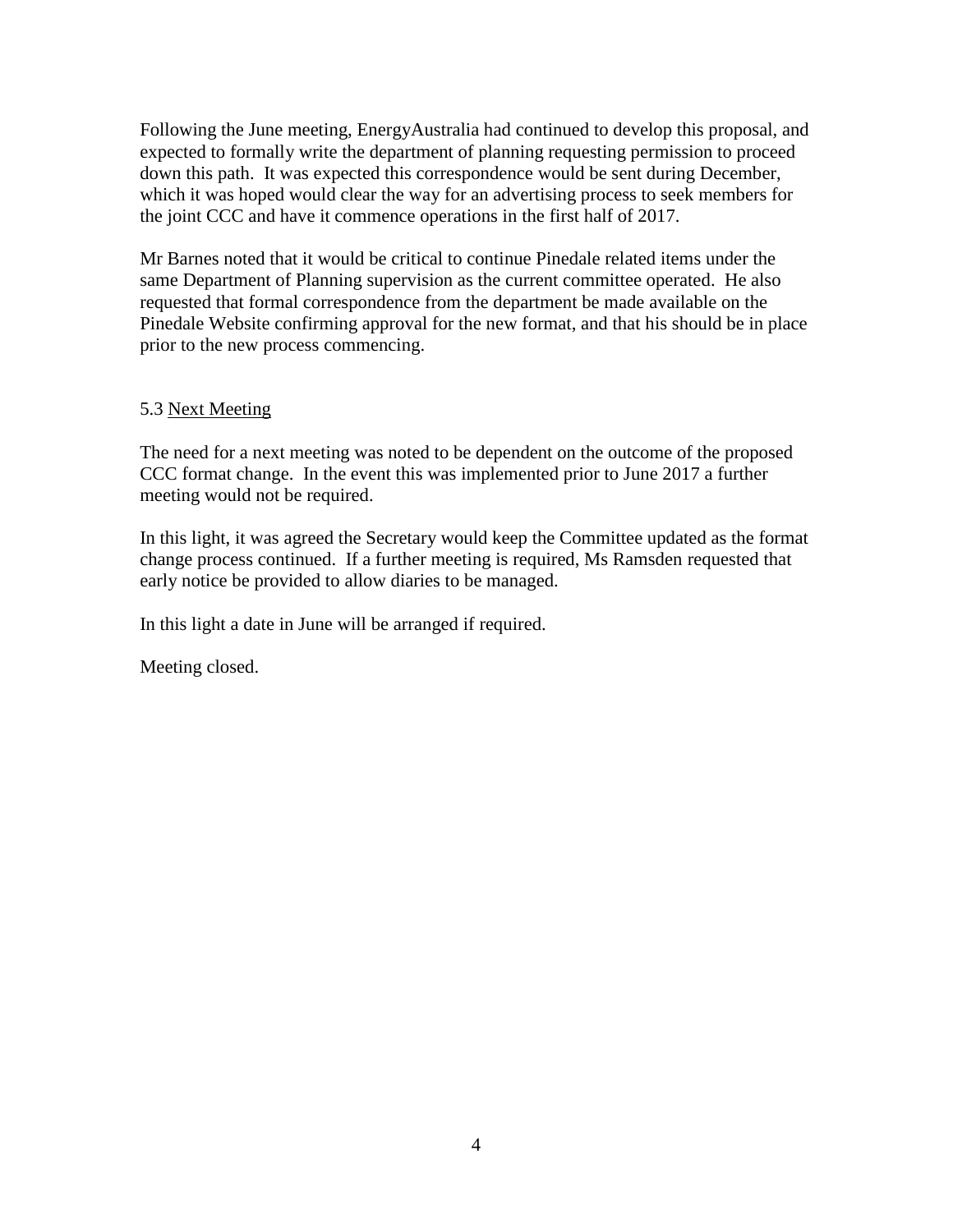Following the June meeting, EnergyAustralia had continued to develop this proposal, and expected to formally write the department of planning requesting permission to proceed down this path. It was expected this correspondence would be sent during December, which it was hoped would clear the way for an advertising process to seek members for the joint CCC and have it commence operations in the first half of 2017.

Mr Barnes noted that it would be critical to continue Pinedale related items under the same Department of Planning supervision as the current committee operated. He also requested that formal correspondence from the department be made available on the Pinedale Website confirming approval for the new format, and that his should be in place prior to the new process commencing.

5.3 Next Meeting

The need for a next meeting was noted to be dependent on the outcome of the proposed CCC format change. In the event this was implemented prior to June 2017 a further meeting would not be required.

In this light, it was agreed the Secretary would keep the Committee updated as the format change process continued. If a further meeting is required, Ms Ramsden requested that early notice be provided to allow diaries to be managed.

In this light a date in June will be arranged if required.

Meeting closed.